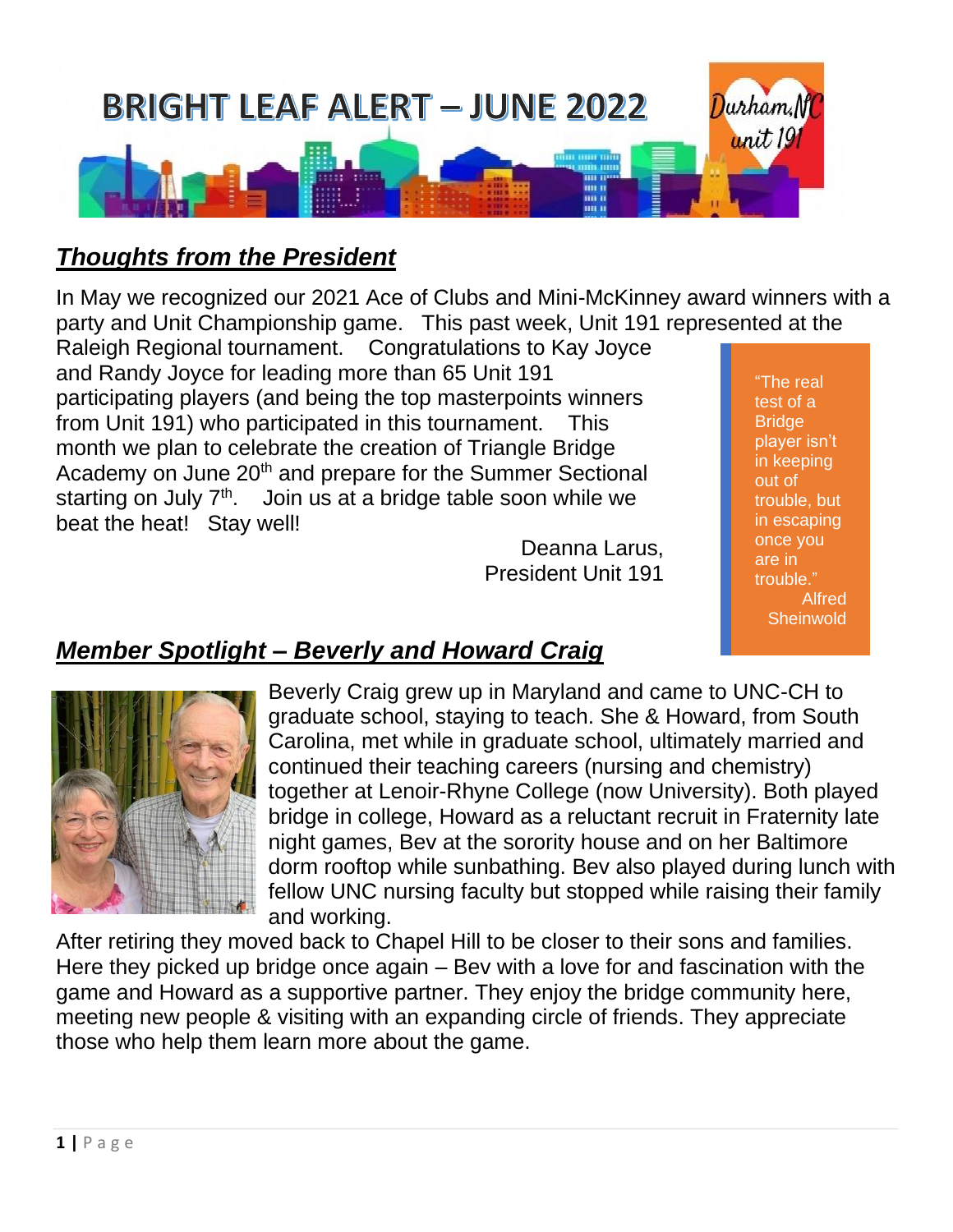# BRIGHT LEAF ALERT – JUNE 2022

Durham, NC unit 191

## *Thoughts from the President*

In May we recognized our 2021 Ace of Clubs and Mini-McKinney award winners with a party and Unit Championship game. This past week, Unit 191 represented at the Raleigh Regional tournament. Congratulations to Kay Joyce and Randy Joyce for leading more than 65 Unit 191 participating players (and being the top masterpoints winners from Unit 191) who participated in this tournament. This month we plan to celebrate the creation of Triangle Bridge Academy on June 20th and prepare for the Summer Sectional starting on July 7th. Join us at a bridge table soon while we beat the heat! Stay well!

Deanna Larus,
President Unit 191

> "The real test of a Bridge player isn't in keeping out of trouble, but in escaping once you are in trouble."
> Alfred Sheinwold

## *Member Spotlight – Beverly and Howard Craig*

Beverly Craig grew up in Maryland and came to UNC-CH to graduate school, staying to teach. She & Howard, from South Carolina, met while in graduate school, ultimately married and continued their teaching careers (nursing and chemistry) together at Lenoir-Rhyne College (now University). Both played bridge in college, Howard as a reluctant recruit in Fraternity late night games, Bev at the sorority house and on her Baltimore dorm rooftop while sunbathing. Bev also played during lunch with fellow UNC nursing faculty but stopped while raising their family and working.

After retiring they moved back to Chapel Hill to be closer to their sons and families. Here they picked up bridge once again – Bev with a love for and fascination with the game and Howard as a supportive partner. They enjoy the bridge community here, meeting new people & visiting with an expanding circle of friends. They appreciate those who help them learn more about the game.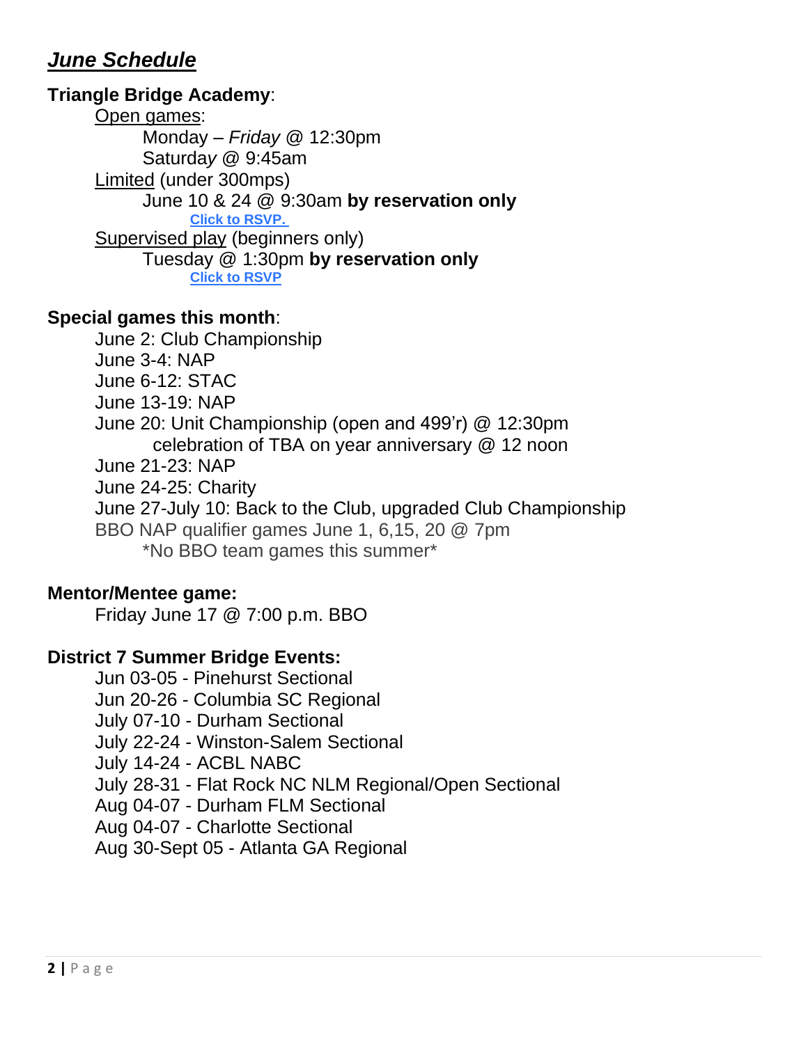## ***June Schedule***

**Triangle Bridge Academy**:

Open games:

Monday – *Friday* @ 12:30pm
Saturday @ 9:45am

Limited (under 300mps)

June 10 & 24 @ 9:30am **by reservation only**
**Click to RSVP.**

Supervised play (beginners only)

Tuesday @ 1:30pm **by reservation only**
**Click to RSVP**

**Special games this month**:

June 2: Club Championship
June 3-4: NAP
June 6-12: STAC
June 13-19: NAP
June 20: Unit Championship (open and 499'r) @ 12:30pm
celebration of TBA on year anniversary @ 12 noon
June 21-23: NAP
June 24-25: Charity
June 27-July 10: Back to the Club, upgraded Club Championship
BBO NAP qualifier games June 1, 6,15, 20 @ 7pm
*No BBO team games this summer*

**Mentor/Mentee game:**

Friday June 17 @ 7:00 p.m. BBO

**District 7 Summer Bridge Events:**

Jun 03-05 - Pinehurst Sectional
Jun 20-26 - Columbia SC Regional
July 07-10 - Durham Sectional
July 22-24 - Winston-Salem Sectional
July 14-24 - ACBL NABC
July 28-31 - Flat Rock NC NLM Regional/Open Sectional
Aug 04-07 - Durham FLM Sectional
Aug 04-07 - Charlotte Sectional
Aug 30-Sept 05 - Atlanta GA Regional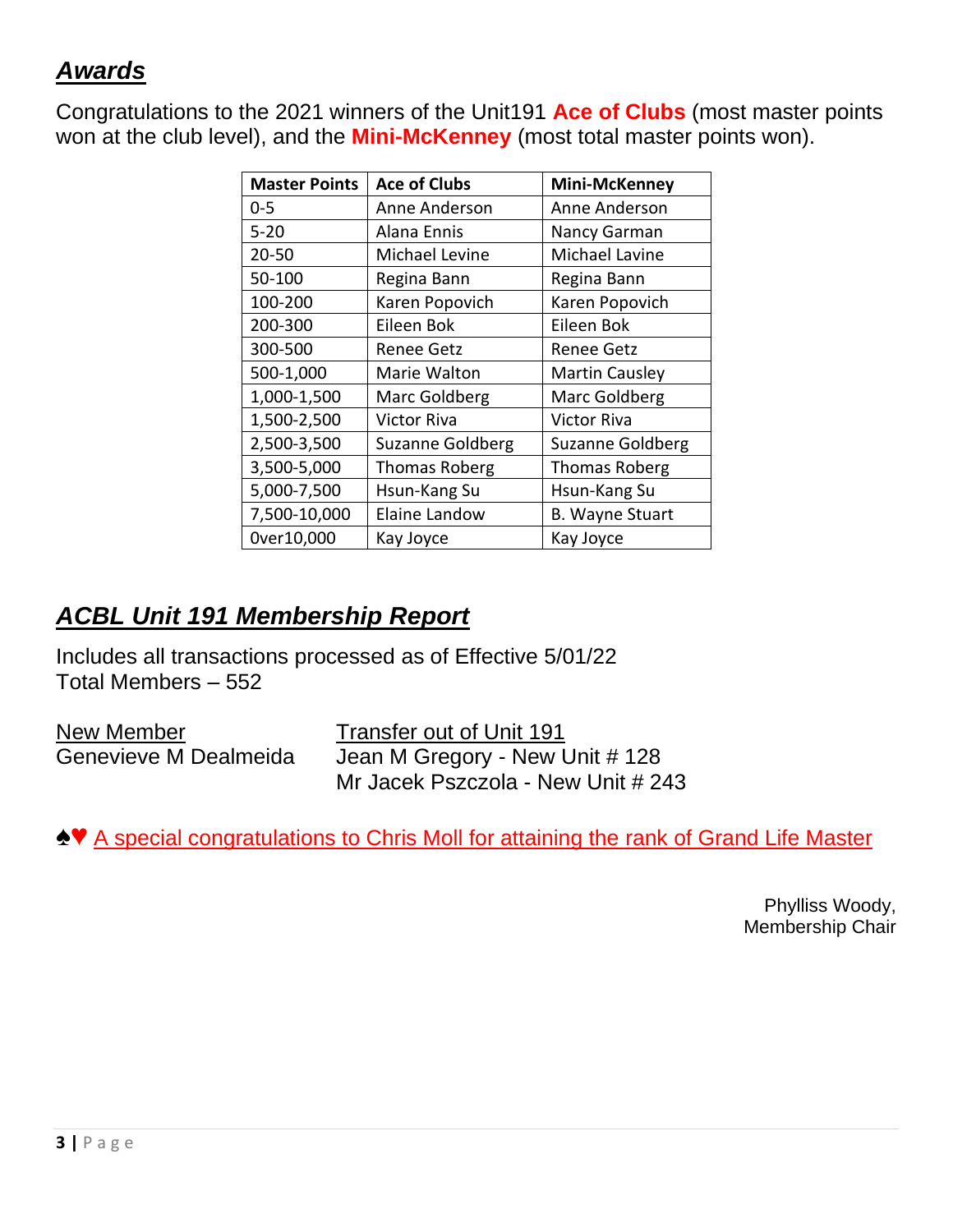## ***Awards***

Congratulations to the 2021 winners of the Unit191 **Ace of Clubs** (most master points won at the club level), and the **Mini-McKenney** (most total master points won).

| Master Points | Ace of Clubs | Mini-McKenney |
|---|---|---|
| 0-5 | Anne Anderson | Anne Anderson |
| 5-20 | Alana Ennis | Nancy Garman |
| 20-50 | Michael Levine | Michael Lavine |
| 50-100 | Regina Bann | Regina Bann |
| 100-200 | Karen Popovich | Karen Popovich |
| 200-300 | Eileen Bok | Eileen Bok |
| 300-500 | Renee Getz | Renee Getz |
| 500-1,000 | Marie Walton | Martin Causley |
| 1,000-1,500 | Marc Goldberg | Marc Goldberg |
| 1,500-2,500 | Victor Riva | Victor Riva |
| 2,500-3,500 | Suzanne Goldberg | Suzanne Goldberg |
| 3,500-5,000 | Thomas Roberg | Thomas Roberg |
| 5,000-7,500 | Hsun-Kang Su | Hsun-Kang Su |
| 7,500-10,000 | Elaine Landow | B. Wayne Stuart |
| 0ver10,000 | Kay Joyce | Kay Joyce |

## ***ACBL Unit 191 Membership Report***

Includes all transactions processed as of Effective 5/01/22
Total Members – 552

New Member
Genevieve M Dealmeida

Transfer out of Unit 191
Jean M Gregory - New Unit # 128
Mr Jacek Pszczola - New Unit # 243

♠♥ A special congratulations to Chris Moll for attaining the rank of Grand Life Master

Phylliss Woody,
Membership Chair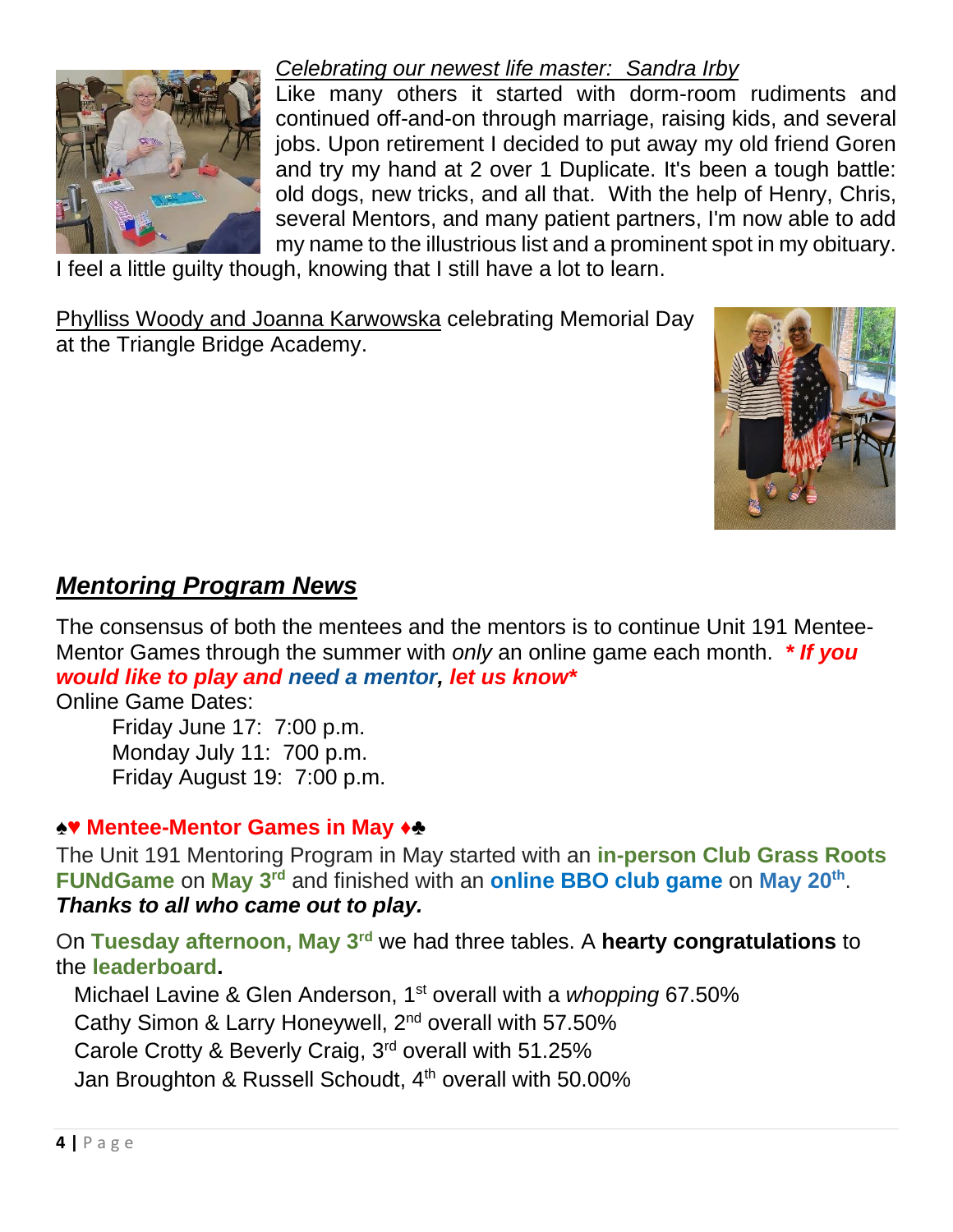*Celebrating our newest life master: Sandra Irby*

Like many others it started with dorm-room rudiments and continued off-and-on through marriage, raising kids, and several jobs. Upon retirement I decided to put away my old friend Goren and try my hand at 2 over 1 Duplicate. It's been a tough battle: old dogs, new tricks, and all that. With the help of Henry, Chris, several Mentors, and many patient partners, I'm now able to add my name to the illustrious list and a prominent spot in my obituary. I feel a little guilty though, knowing that I still have a lot to learn.

Phylliss Woody and Joanna Karwowska celebrating Memorial Day at the Triangle Bridge Academy.

## ***Mentoring Program News***

The consensus of both the mentees and the mentors is to continue Unit 191 Mentee-Mentor Games through the summer with *only* an online game each month. ***\* If you would like to play and need a mentor, let us know\****

Online Game Dates:

- Friday June 17: 7:00 p.m.
- Monday July 11: 700 p.m.
- Friday August 19: 7:00 p.m.

### ♠♥ Mentee-Mentor Games in May ♦♣

The Unit 191 Mentoring Program in May started with an **in-person Club Grass Roots FUNdGame** on **May 3rd** and finished with an **online BBO club game** on **May 20th**. ***Thanks to all who came out to play.***

On **Tuesday afternoon, May 3rd** we had three tables. A **hearty congratulations** to the **leaderboard.**

- Michael Lavine & Glen Anderson, 1st overall with a *whopping* 67.50%
- Cathy Simon & Larry Honeywell, 2nd overall with 57.50%
- Carole Crotty & Beverly Craig, 3rd overall with 51.25%
- Jan Broughton & Russell Schoudt, 4th overall with 50.00%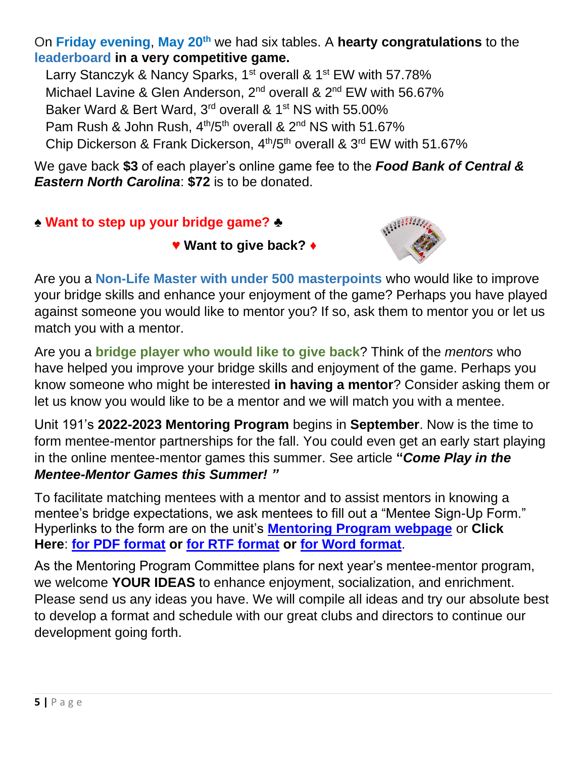On **Friday evening**, **May 20th** we had six tables. A **hearty congratulations** to the **leaderboard in a very competitive game.**

Larry Stanczyk & Nancy Sparks, 1st overall & 1st EW with 57.78%
Michael Lavine & Glen Anderson, 2nd overall & 2nd EW with 56.67%
Baker Ward & Bert Ward, 3rd overall & 1st NS with 55.00%
Pam Rush & John Rush, 4th/5th overall & 2nd NS with 51.67%
Chip Dickerson & Frank Dickerson, 4th/5th overall & 3rd EW with 51.67%

We gave back **$3** of each player's online game fee to the ***Food Bank of Central & Eastern North Carolina***: **$72** is to be donated.

## ♠ Want to step up your bridge game? ♣

### ♥ Want to give back? ♦

Are you a **Non-Life Master with under 500 masterpoints** who would like to improve your bridge skills and enhance your enjoyment of the game? Perhaps you have played against someone you would like to mentor you? If so, ask them to mentor you or let us match you with a mentor.

Are you a **bridge player who would like to give back**? Think of the *mentors* who have helped you improve your bridge skills and enjoyment of the game. Perhaps you know someone who might be interested **in having a mentor**? Consider asking them or let us know you would like to be a mentor and we will match you with a mentee.

Unit 191's **2022-2023 Mentoring Program** begins in **September**. Now is the time to form mentee-mentor partnerships for the fall. You could even get an early start playing in the online mentee-mentor games this summer. See article **"*Come Play in the Mentee-Mentor Games this Summer!* "**

To facilitate matching mentees with a mentor and to assist mentors in knowing a mentee's bridge expectations, we ask mentees to fill out a "Mentee Sign-Up Form." Hyperlinks to the form are on the unit's **Mentoring Program webpage** or **Click Here**: **for PDF format** **or** **for RTF format** **or** **for Word format**.

As the Mentoring Program Committee plans for next year's mentee-mentor program, we welcome **YOUR IDEAS** to enhance enjoyment, socialization, and enrichment. Please send us any ideas you have. We will compile all ideas and try our absolute best to develop a format and schedule with our great clubs and directors to continue our development going forth.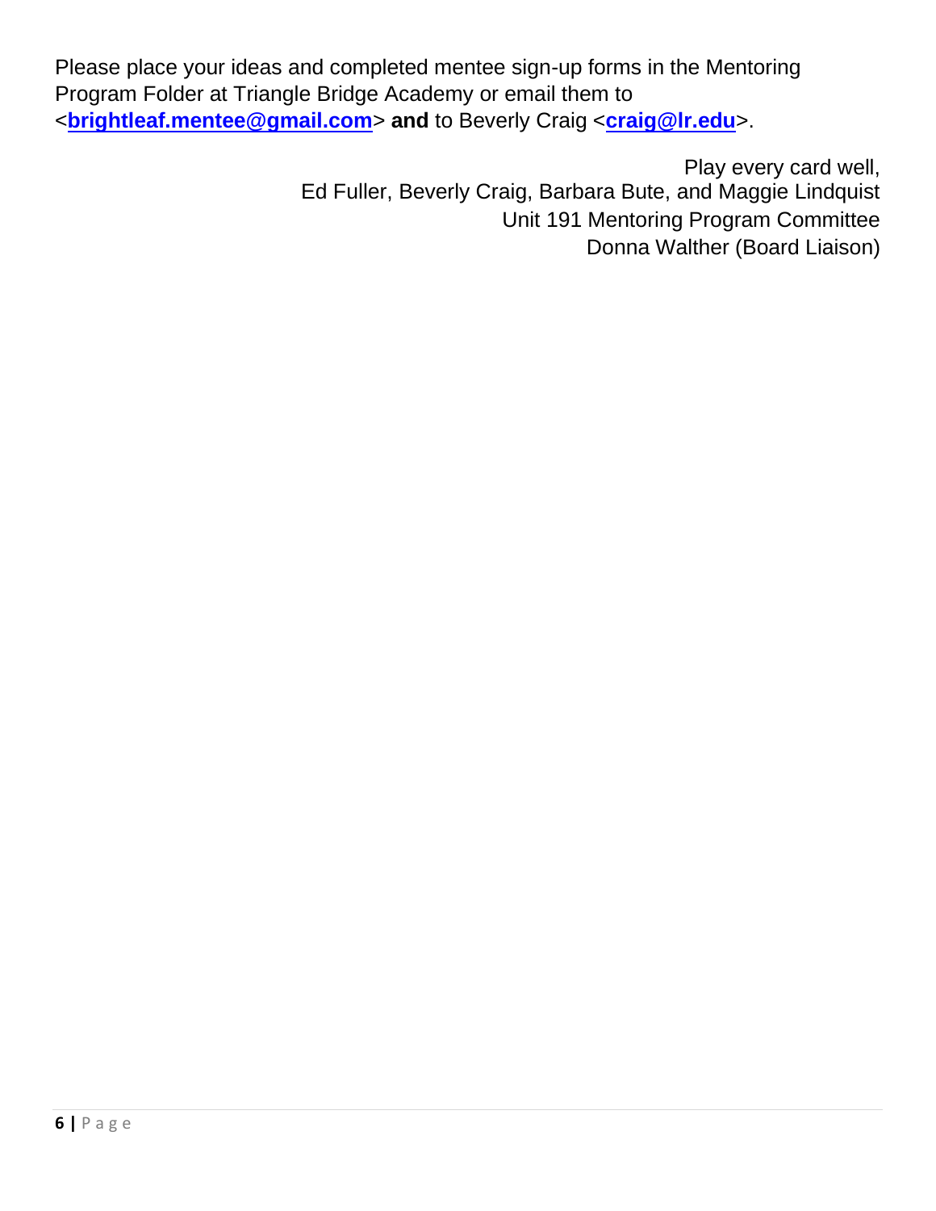Please place your ideas and completed mentee sign-up forms in the Mentoring Program Folder at Triangle Bridge Academy or email them to <**brightleaf.mentee@gmail.com**> **and** to Beverly Craig <**craig@lr.edu**>.

Play every card well,
Ed Fuller, Beverly Craig, Barbara Bute, and Maggie Lindquist
Unit 191 Mentoring Program Committee
Donna Walther (Board Liaison)